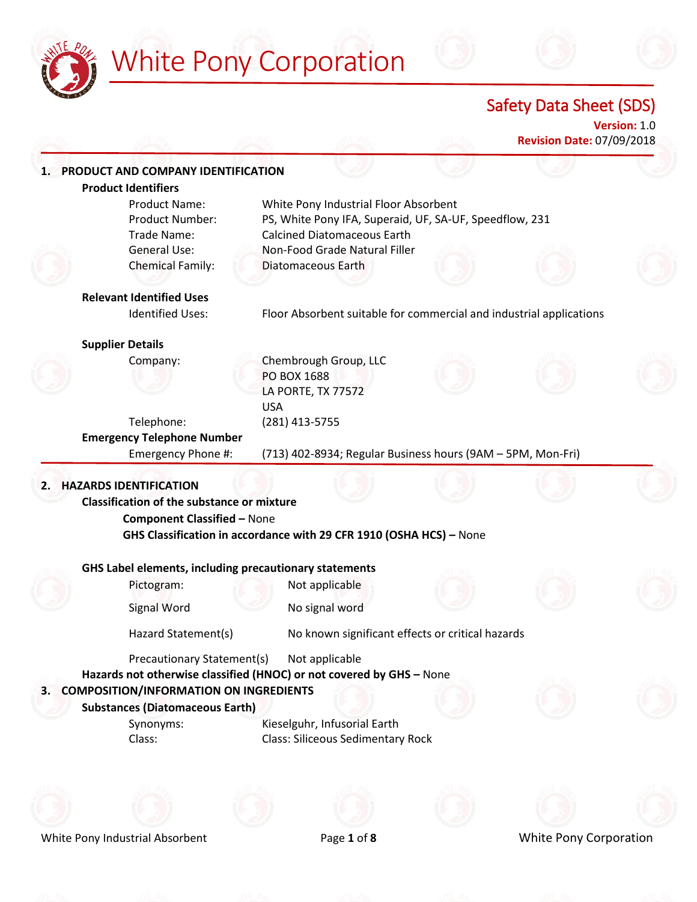# White Pony Corporation

## Safety Data Sheet (SDS)

**Version:** 1.0
**Revision Date:** 07/09/2018

## 1. PRODUCT AND COMPANY IDENTIFICATION

### Product Identifiers

| | |
|---|---|
| Product Name: | White Pony Industrial Floor Absorbent |
| Product Number: | PS, White Pony IFA, Superaid, UF, SA-UF, Speedflow, 231 |
| Trade Name: | Calcined Diatomaceous Earth |
| General Use: | Non-Food Grade Natural Filler |
| Chemical Family: | Diatomaceous Earth |

### Relevant Identified Uses

| | |
|---|---|
| Identified Uses: | Floor Absorbent suitable for commercial and industrial applications |

### Supplier Details

| | |
|---|---|
| Company: | Chembrough Group, LLC<br>PO BOX 1688<br>LA PORTE, TX 77572<br>USA |
| Telephone: | (281) 413-5755 |

### Emergency Telephone Number

| | |
|---|---|
| Emergency Phone #: | (713) 402-8934; Regular Business hours (9AM – 5PM, Mon-Fri) |

## 2. HAZARDS IDENTIFICATION

### Classification of the substance or mixture

**Component Classified –** None

**GHS Classification in accordance with 29 CFR 1910 (OSHA HCS) –** None

### GHS Label elements, including precautionary statements

| | |
|---|---|
| Pictogram: | Not applicable |
| Signal Word | No signal word |
| Hazard Statement(s) | No known significant effects or critical hazards |
| Precautionary Statement(s) | Not applicable |

**Hazards not otherwise classified (HNOC) or not covered by GHS –** None

## 3. COMPOSITION/INFORMATION ON INGREDIENTS

### Substances (Diatomaceous Earth)

| | |
|---|---|
| Synonyms: | Kieselguhr, Infusorial Earth |
| Class: | Class: Siliceous Sedimentary Rock |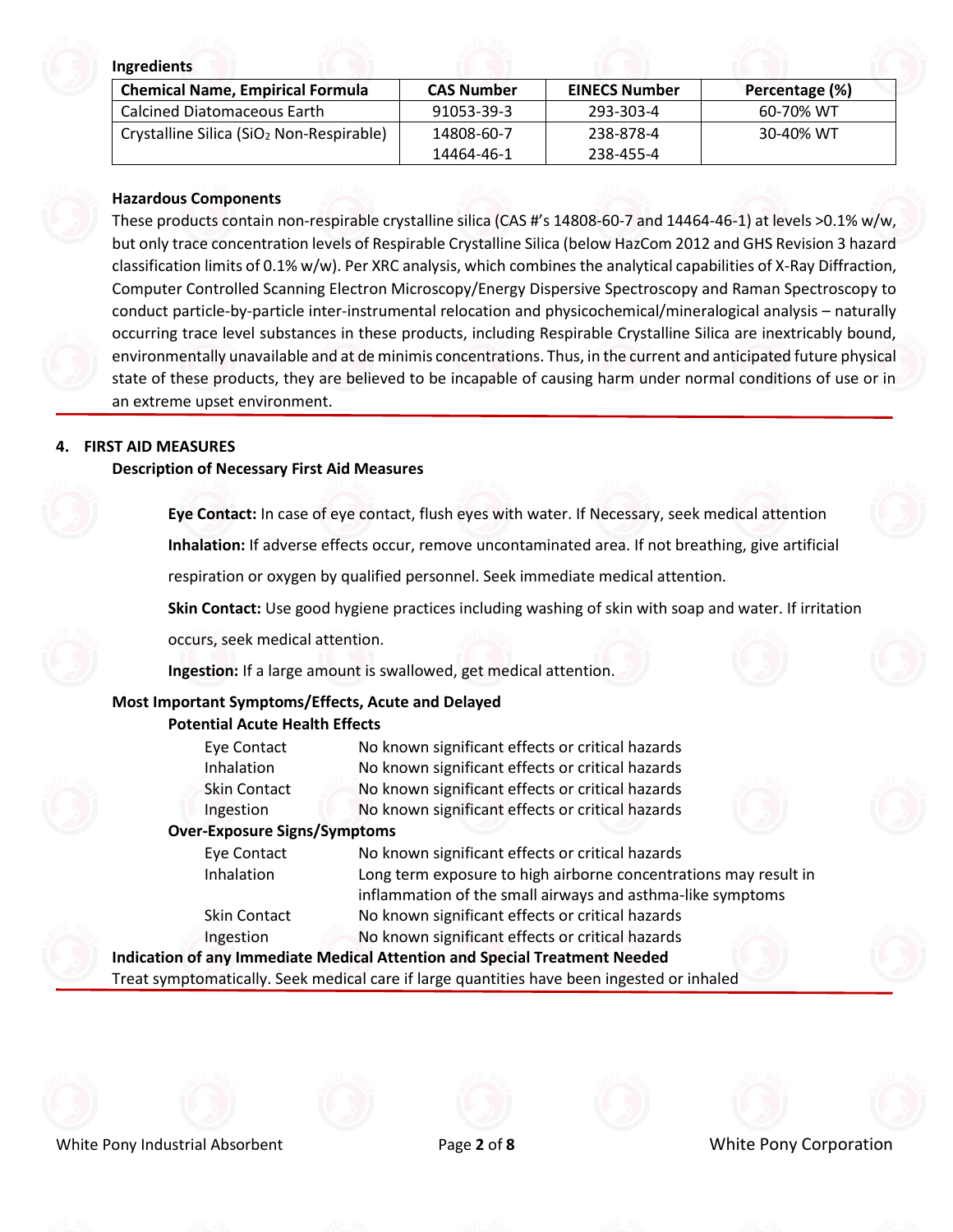**Ingredients**

| Chemical Name, Empirical Formula | CAS Number | EINECS Number | Percentage (%) |
| --- | --- | --- | --- |
| Calcined Diatomaceous Earth | 91053-39-3 | 293-303-4 | 60-70% WT |
| Crystalline Silica ($SiO_2$ Non-Respirable) | 14808-60-7<br>14464-46-1 | 238-878-4<br>238-455-4 | 30-40% WT |

**Hazardous Components**

These products contain non-respirable crystalline silica (CAS #'s 14808-60-7 and 14464-46-1) at levels >0.1% w/w, but only trace concentration levels of Respirable Crystalline Silica (below HazCom 2012 and GHS Revision 3 hazard classification limits of 0.1% w/w). Per XRC analysis, which combines the analytical capabilities of X-Ray Diffraction, Computer Controlled Scanning Electron Microscopy/Energy Dispersive Spectroscopy and Raman Spectroscopy to conduct particle-by-particle inter-instrumental relocation and physicochemical/mineralogical analysis – naturally occurring trace level substances in these products, including Respirable Crystalline Silica are inextricably bound, environmentally unavailable and at de minimis concentrations. Thus, in the current and anticipated future physical state of these products, they are believed to be incapable of causing harm under normal conditions of use or in an extreme upset environment.

## 4. FIRST AID MEASURES

**Description of Necessary First Aid Measures**

**Eye Contact:** In case of eye contact, flush eyes with water. If Necessary, seek medical attention

**Inhalation:** If adverse effects occur, remove uncontaminated area. If not breathing, give artificial respiration or oxygen by qualified personnel. Seek immediate medical attention.

**Skin Contact:** Use good hygiene practices including washing of skin with soap and water. If irritation occurs, seek medical attention.

**Ingestion:** If a large amount is swallowed, get medical attention.

**Most Important Symptoms/Effects, Acute and Delayed**

**Potential Acute Health Effects**

| | |
| --- | --- |
| Eye Contact | No known significant effects or critical hazards |
| Inhalation | No known significant effects or critical hazards |
| Skin Contact | No known significant effects or critical hazards |
| Ingestion | No known significant effects or critical hazards |

**Over-Exposure Signs/Symptoms**

| | |
| --- | --- |
| Eye Contact | No known significant effects or critical hazards |
| Inhalation | Long term exposure to high airborne concentrations may result in inflammation of the small airways and asthma-like symptoms |
| Skin Contact | No known significant effects or critical hazards |
| Ingestion | No known significant effects or critical hazards |

**Indication of any Immediate Medical Attention and Special Treatment Needed**

Treat symptomatically. Seek medical care if large quantities have been ingested or inhaled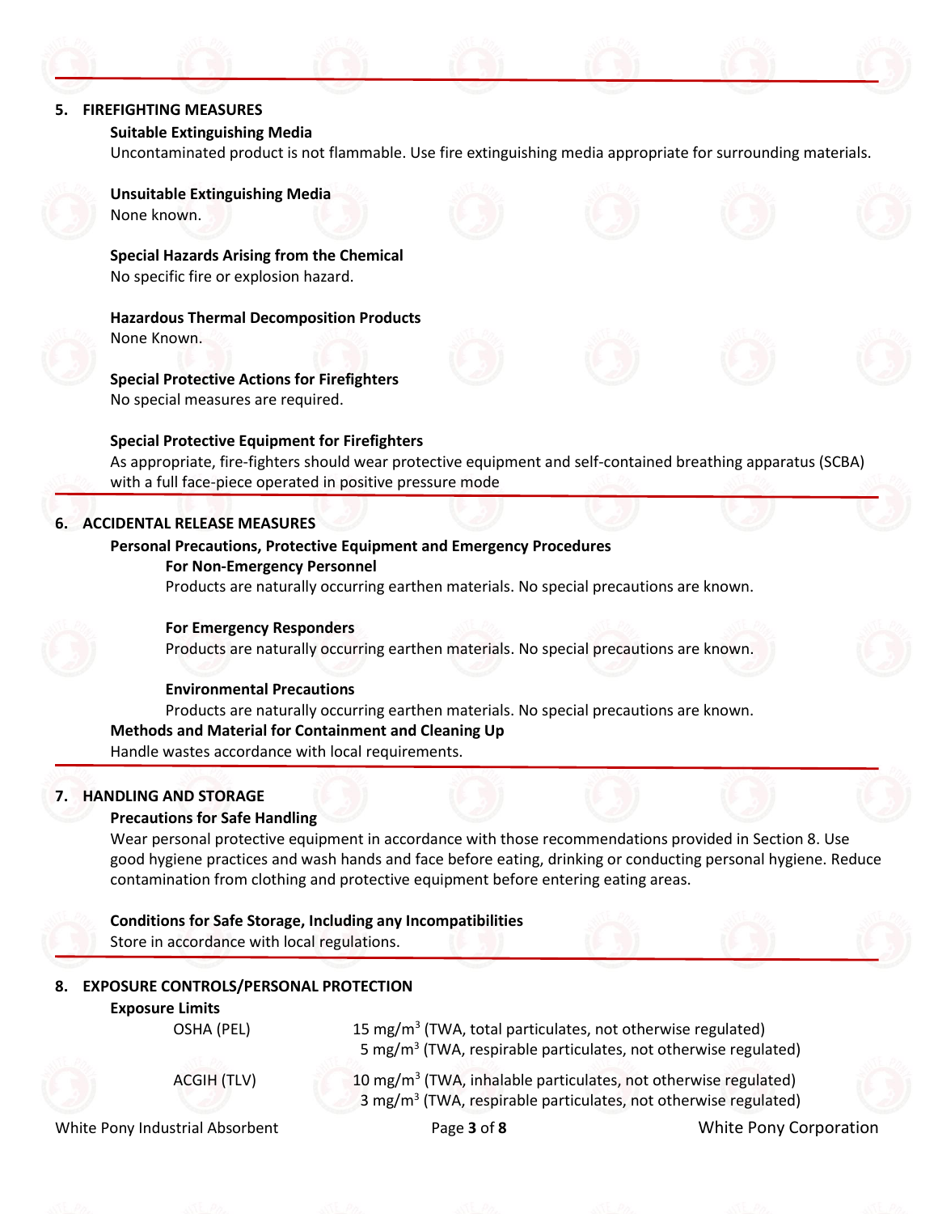## 5. FIREFIGHTING MEASURES

**Suitable Extinguishing Media**

Uncontaminated product is not flammable. Use fire extinguishing media appropriate for surrounding materials.

**Unsuitable Extinguishing Media**

None known.

**Special Hazards Arising from the Chemical**

No specific fire or explosion hazard.

**Hazardous Thermal Decomposition Products**

None Known.

**Special Protective Actions for Firefighters**

No special measures are required.

**Special Protective Equipment for Firefighters**

As appropriate, fire-fighters should wear protective equipment and self-contained breathing apparatus (SCBA) with a full face-piece operated in positive pressure mode

## 6. ACCIDENTAL RELEASE MEASURES

**Personal Precautions, Protective Equipment and Emergency Procedures**

**For Non-Emergency Personnel**

Products are naturally occurring earthen materials. No special precautions are known.

**For Emergency Responders**

Products are naturally occurring earthen materials. No special precautions are known.

**Environmental Precautions**

Products are naturally occurring earthen materials. No special precautions are known.

**Methods and Material for Containment and Cleaning Up**

Handle wastes accordance with local requirements.

## 7. HANDLING AND STORAGE

**Precautions for Safe Handling**

Wear personal protective equipment in accordance with those recommendations provided in Section 8. Use good hygiene practices and wash hands and face before eating, drinking or conducting personal hygiene. Reduce contamination from clothing and protective equipment before entering eating areas.

**Conditions for Safe Storage, Including any Incompatibilities**

Store in accordance with local regulations.

## 8. EXPOSURE CONTROLS/PERSONAL PROTECTION

**Exposure Limits**

| | |
|---|---|
| OSHA (PEL) | 15 mg/m$^3$ (TWA, total particulates, not otherwise regulated)<br>5 mg/m$^3$ (TWA, respirable particulates, not otherwise regulated) |
| ACGIH (TLV) | 10 mg/m$^3$ (TWA, inhalable particulates, not otherwise regulated)<br>3 mg/m$^3$ (TWA, respirable particulates, not otherwise regulated) |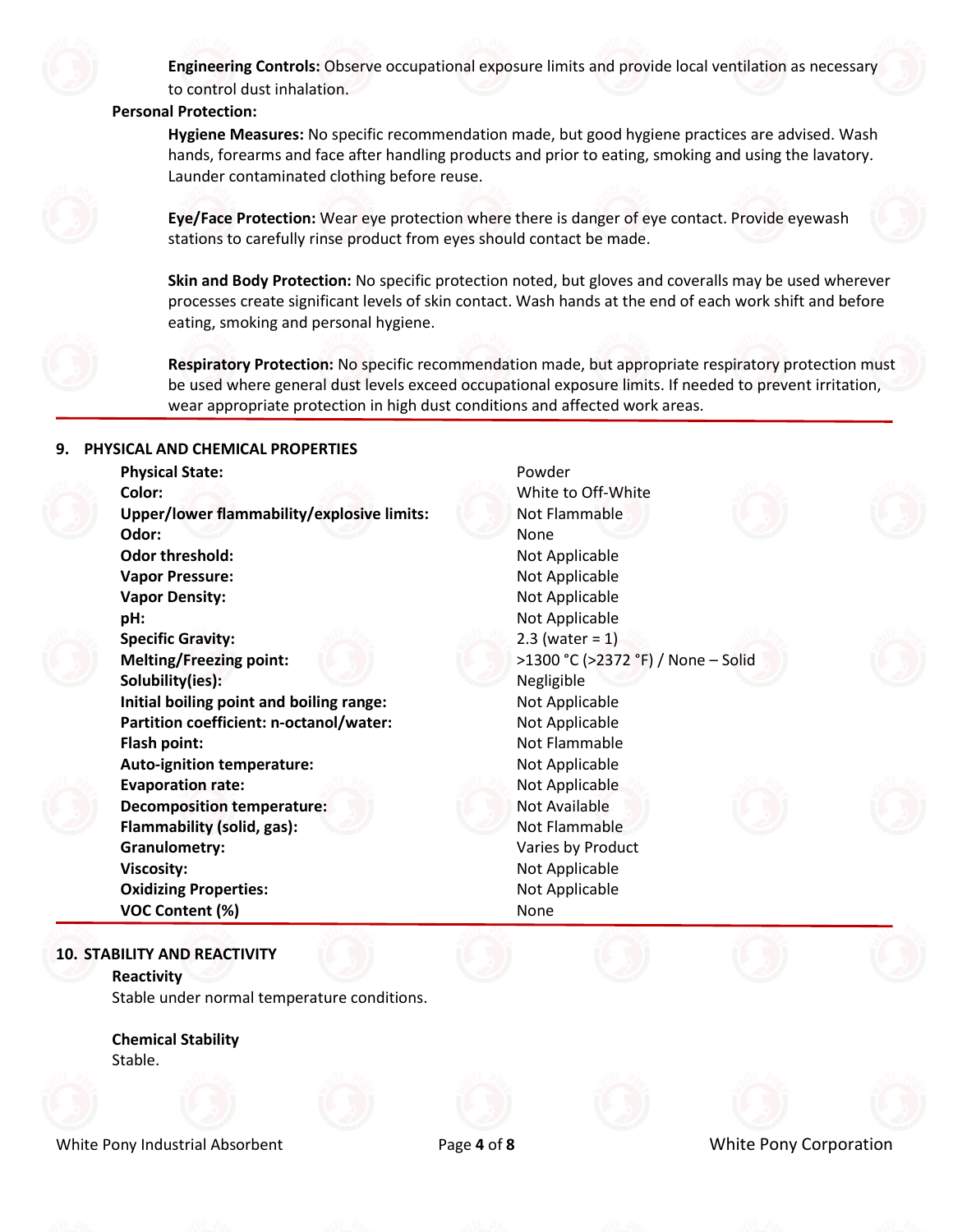**Engineering Controls:** Observe occupational exposure limits and provide local ventilation as necessary to control dust inhalation.

**Personal Protection:**

**Hygiene Measures:** No specific recommendation made, but good hygiene practices are advised. Wash hands, forearms and face after handling products and prior to eating, smoking and using the lavatory. Launder contaminated clothing before reuse.

**Eye/Face Protection:** Wear eye protection where there is danger of eye contact. Provide eyewash stations to carefully rinse product from eyes should contact be made.

**Skin and Body Protection:** No specific protection noted, but gloves and coveralls may be used wherever processes create significant levels of skin contact. Wash hands at the end of each work shift and before eating, smoking and personal hygiene.

**Respiratory Protection:** No specific recommendation made, but appropriate respiratory protection must be used where general dust levels exceed occupational exposure limits. If needed to prevent irritation, wear appropriate protection in high dust conditions and affected work areas.

## 9. PHYSICAL AND CHEMICAL PROPERTIES

| Property | Value |
|---|---|
| **Physical State:** | Powder |
| **Color:** | White to Off-White |
| **Upper/lower flammability/explosive limits:** | Not Flammable |
| **Odor:** | None |
| **Odor threshold:** | Not Applicable |
| **Vapor Pressure:** | Not Applicable |
| **Vapor Density:** | Not Applicable |
| **pH:** | Not Applicable |
| **Specific Gravity:** | 2.3 (water = 1) |
| **Melting/Freezing point:** | >1300 °C (>2372 °F) / None – Solid |
| **Solubility(ies):** | Negligible |
| **Initial boiling point and boiling range:** | Not Applicable |
| **Partition coefficient: n-octanol/water:** | Not Applicable |
| **Flash point:** | Not Flammable |
| **Auto-ignition temperature:** | Not Applicable |
| **Evaporation rate:** | Not Applicable |
| **Decomposition temperature:** | Not Available |
| **Flammability (solid, gas):** | Not Flammable |
| **Granulometry:** | Varies by Product |
| **Viscosity:** | Not Applicable |
| **Oxidizing Properties:** | Not Applicable |
| **VOC Content (%)** | None |

## 10. STABILITY AND REACTIVITY

**Reactivity**

Stable under normal temperature conditions.

**Chemical Stability**

Stable.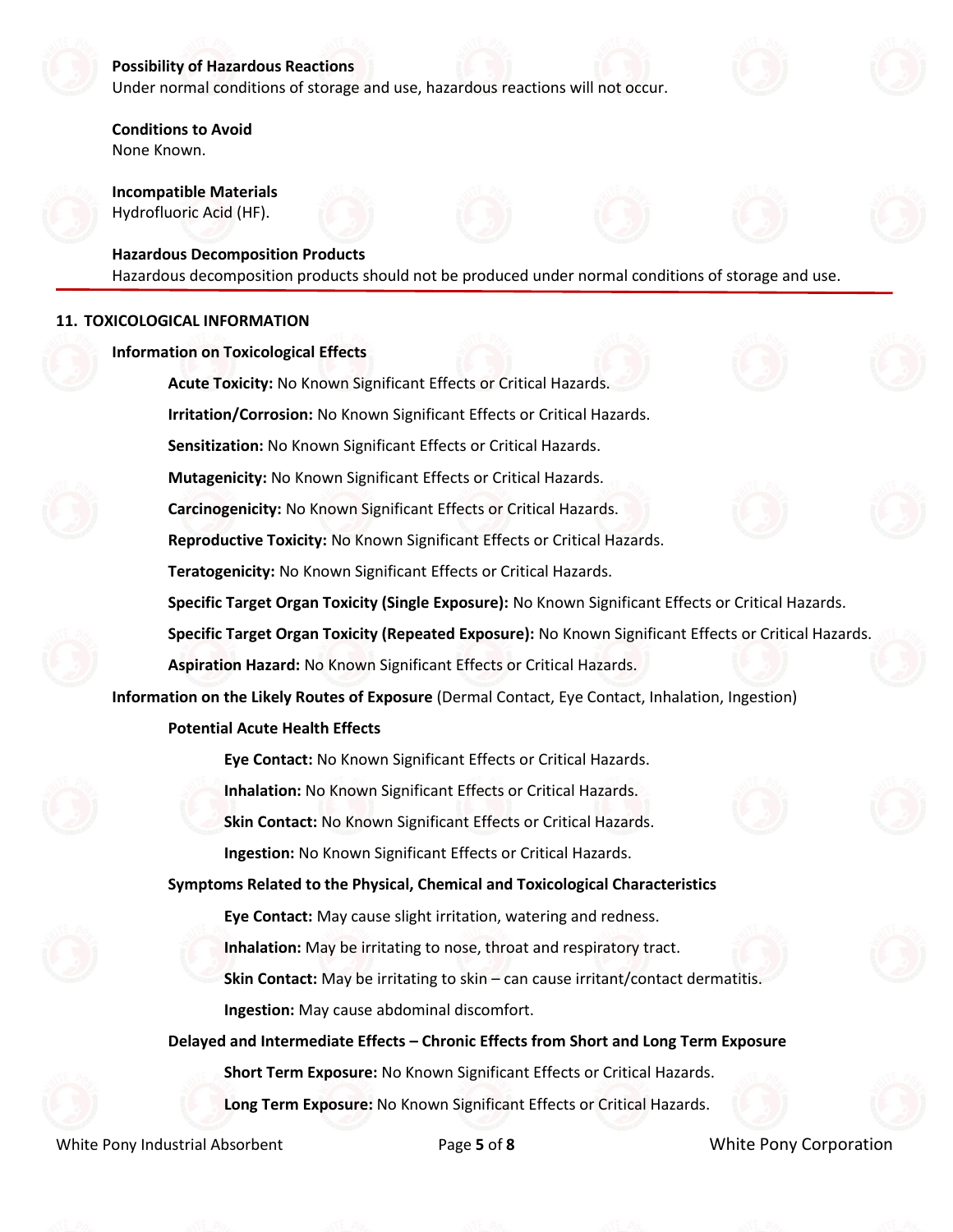**Possibility of Hazardous Reactions**
Under normal conditions of storage and use, hazardous reactions will not occur.

**Conditions to Avoid**
None Known.

**Incompatible Materials**
Hydrofluoric Acid (HF).

**Hazardous Decomposition Products**
Hazardous decomposition products should not be produced under normal conditions of storage and use.

## 11. TOXICOLOGICAL INFORMATION

**Information on Toxicological Effects**

**Acute Toxicity:** No Known Significant Effects or Critical Hazards.

**Irritation/Corrosion:** No Known Significant Effects or Critical Hazards.

**Sensitization:** No Known Significant Effects or Critical Hazards.

**Mutagenicity:** No Known Significant Effects or Critical Hazards.

**Carcinogenicity:** No Known Significant Effects or Critical Hazards.

**Reproductive Toxicity:** No Known Significant Effects or Critical Hazards.

**Teratogenicity:** No Known Significant Effects or Critical Hazards.

**Specific Target Organ Toxicity (Single Exposure):** No Known Significant Effects or Critical Hazards.

**Specific Target Organ Toxicity (Repeated Exposure):** No Known Significant Effects or Critical Hazards.

**Aspiration Hazard:** No Known Significant Effects or Critical Hazards.

**Information on the Likely Routes of Exposure** (Dermal Contact, Eye Contact, Inhalation, Ingestion)

**Potential Acute Health Effects**

**Eye Contact:** No Known Significant Effects or Critical Hazards.

**Inhalation:** No Known Significant Effects or Critical Hazards.

**Skin Contact:** No Known Significant Effects or Critical Hazards.

**Ingestion:** No Known Significant Effects or Critical Hazards.

**Symptoms Related to the Physical, Chemical and Toxicological Characteristics**

**Eye Contact:** May cause slight irritation, watering and redness.

**Inhalation:** May be irritating to nose, throat and respiratory tract.

**Skin Contact:** May be irritating to skin – can cause irritant/contact dermatitis.

**Ingestion:** May cause abdominal discomfort.

**Delayed and Intermediate Effects – Chronic Effects from Short and Long Term Exposure**

**Short Term Exposure:** No Known Significant Effects or Critical Hazards.

**Long Term Exposure:** No Known Significant Effects or Critical Hazards.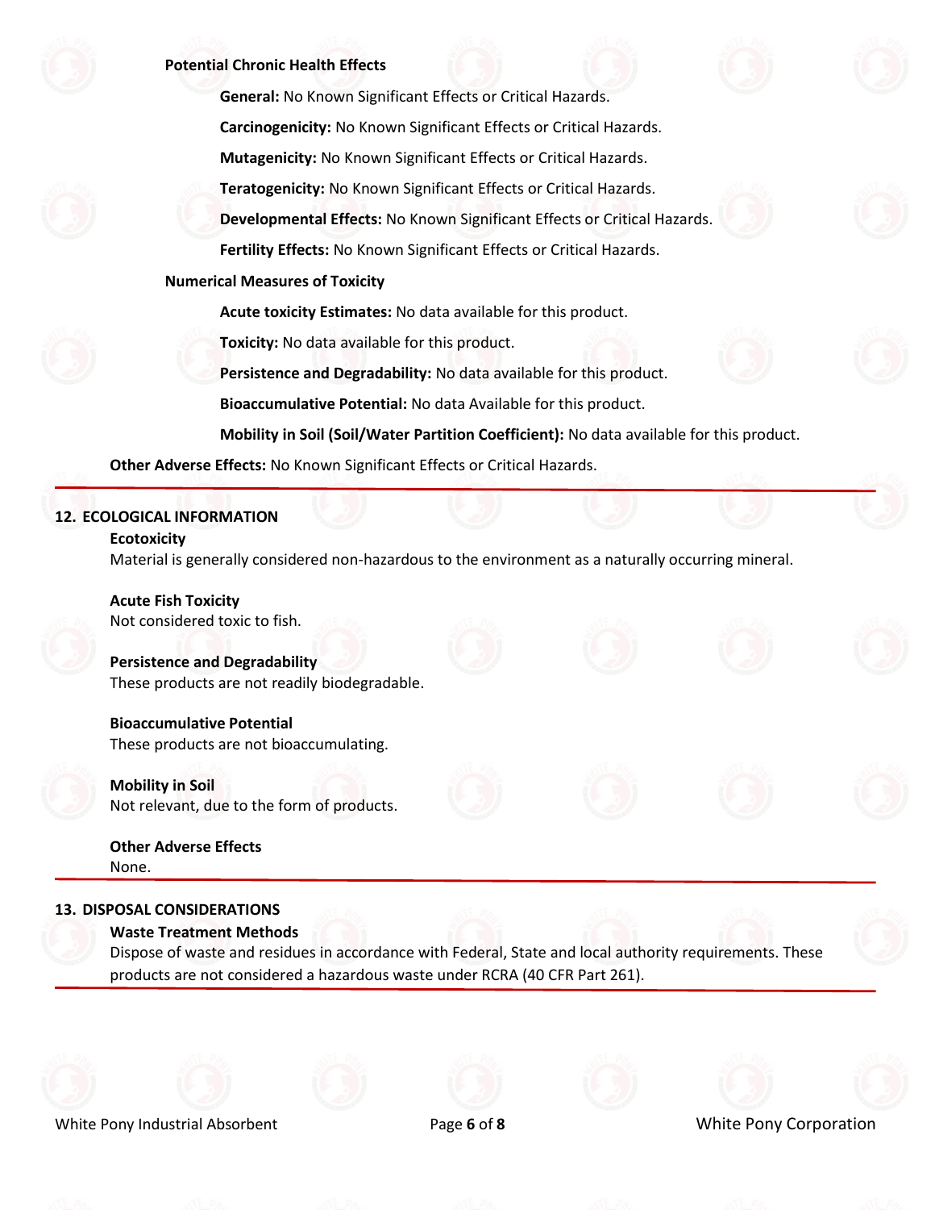**Potential Chronic Health Effects**

- **General:** No Known Significant Effects or Critical Hazards.
- **Carcinogenicity:** No Known Significant Effects or Critical Hazards.
- **Mutagenicity:** No Known Significant Effects or Critical Hazards.
- **Teratogenicity:** No Known Significant Effects or Critical Hazards.
- **Developmental Effects:** No Known Significant Effects or Critical Hazards.
- **Fertility Effects:** No Known Significant Effects or Critical Hazards.

**Numerical Measures of Toxicity**

- **Acute toxicity Estimates:** No data available for this product.
- **Toxicity:** No data available for this product.
- **Persistence and Degradability:** No data available for this product.
- **Bioaccumulative Potential:** No data Available for this product.
- **Mobility in Soil (Soil/Water Partition Coefficient):** No data available for this product.

**Other Adverse Effects:** No Known Significant Effects or Critical Hazards.

## 12. ECOLOGICAL INFORMATION

**Ecotoxicity**

Material is generally considered non-hazardous to the environment as a naturally occurring mineral.

**Acute Fish Toxicity**

Not considered toxic to fish.

**Persistence and Degradability**

These products are not readily biodegradable.

**Bioaccumulative Potential**

These products are not bioaccumulating.

**Mobility in Soil**

Not relevant, due to the form of products.

**Other Adverse Effects**

None.

## 13. DISPOSAL CONSIDERATIONS

**Waste Treatment Methods**

Dispose of waste and residues in accordance with Federal, State and local authority requirements. These products are not considered a hazardous waste under RCRA (40 CFR Part 261).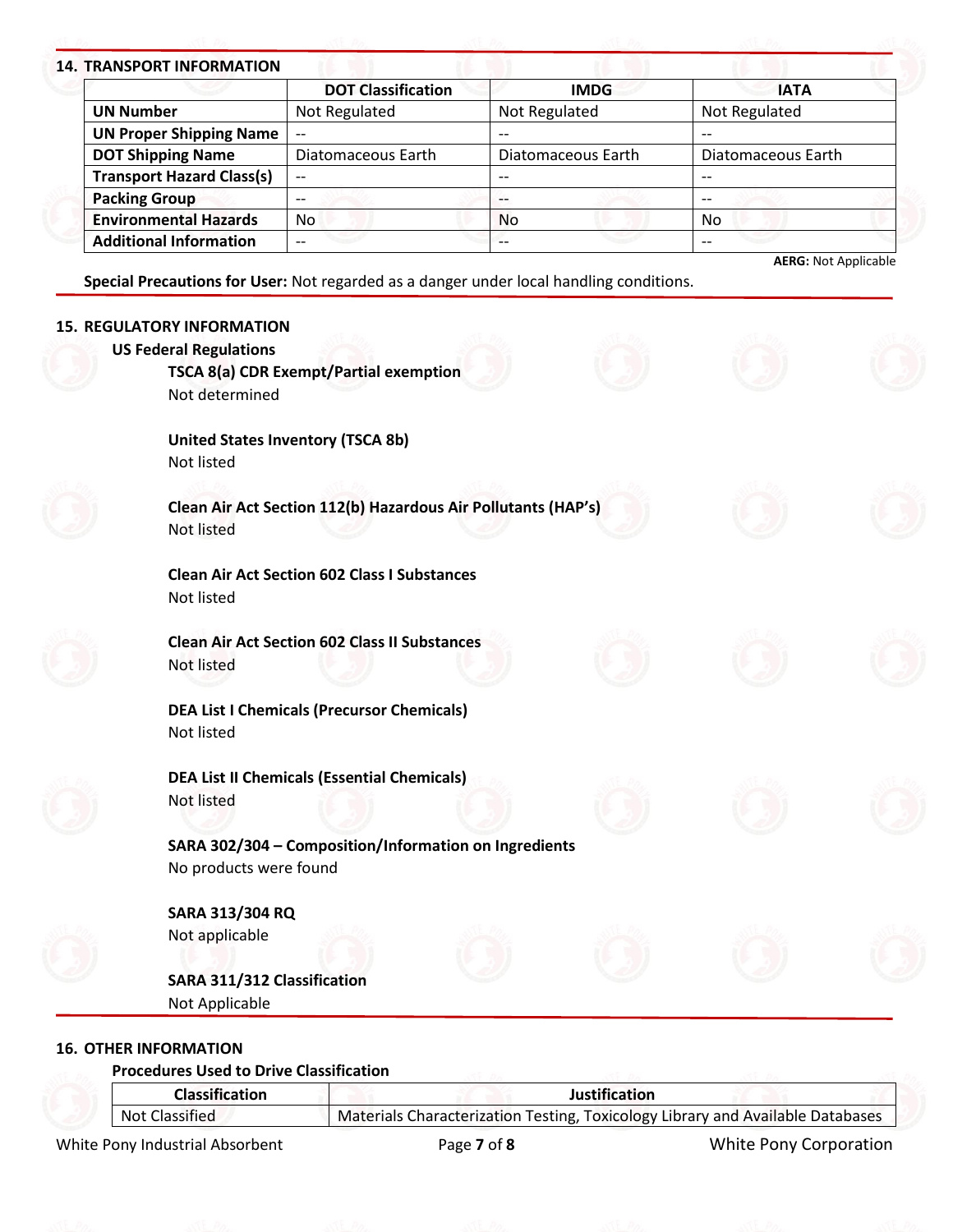## 14. TRANSPORT INFORMATION

| | DOT Classification | IMDG | IATA |
|---|---|---|---|
| **UN Number** | Not Regulated | Not Regulated | Not Regulated |
| **UN Proper Shipping Name** | -- | -- | -- |
| **DOT Shipping Name** | Diatomaceous Earth | Diatomaceous Earth | Diatomaceous Earth |
| **Transport Hazard Class(s)** | -- | -- | -- |
| **Packing Group** | -- | -- | -- |
| **Environmental Hazards** | No | No | No |
| **Additional Information** | -- | -- | -- |

**AERG:** Not Applicable

**Special Precautions for User:** Not regarded as a danger under local handling conditions.

## 15. REGULATORY INFORMATION

### US Federal Regulations

**TSCA 8(a) CDR Exempt/Partial exemption**
Not determined

**United States Inventory (TSCA 8b)**
Not listed

**Clean Air Act Section 112(b) Hazardous Air Pollutants (HAP's)**
Not listed

**Clean Air Act Section 602 Class I Substances**
Not listed

**Clean Air Act Section 602 Class II Substances**
Not listed

**DEA List I Chemicals (Precursor Chemicals)**
Not listed

**DEA List II Chemicals (Essential Chemicals)**
Not listed

**SARA 302/304 – Composition/Information on Ingredients**
No products were found

**SARA 313/304 RQ**
Not applicable

**SARA 311/312 Classification**
Not Applicable

## 16. OTHER INFORMATION

### Procedures Used to Drive Classification

| Classification | Justification |
|---|---|
| Not Classified | Materials Characterization Testing, Toxicology Library and Available Databases |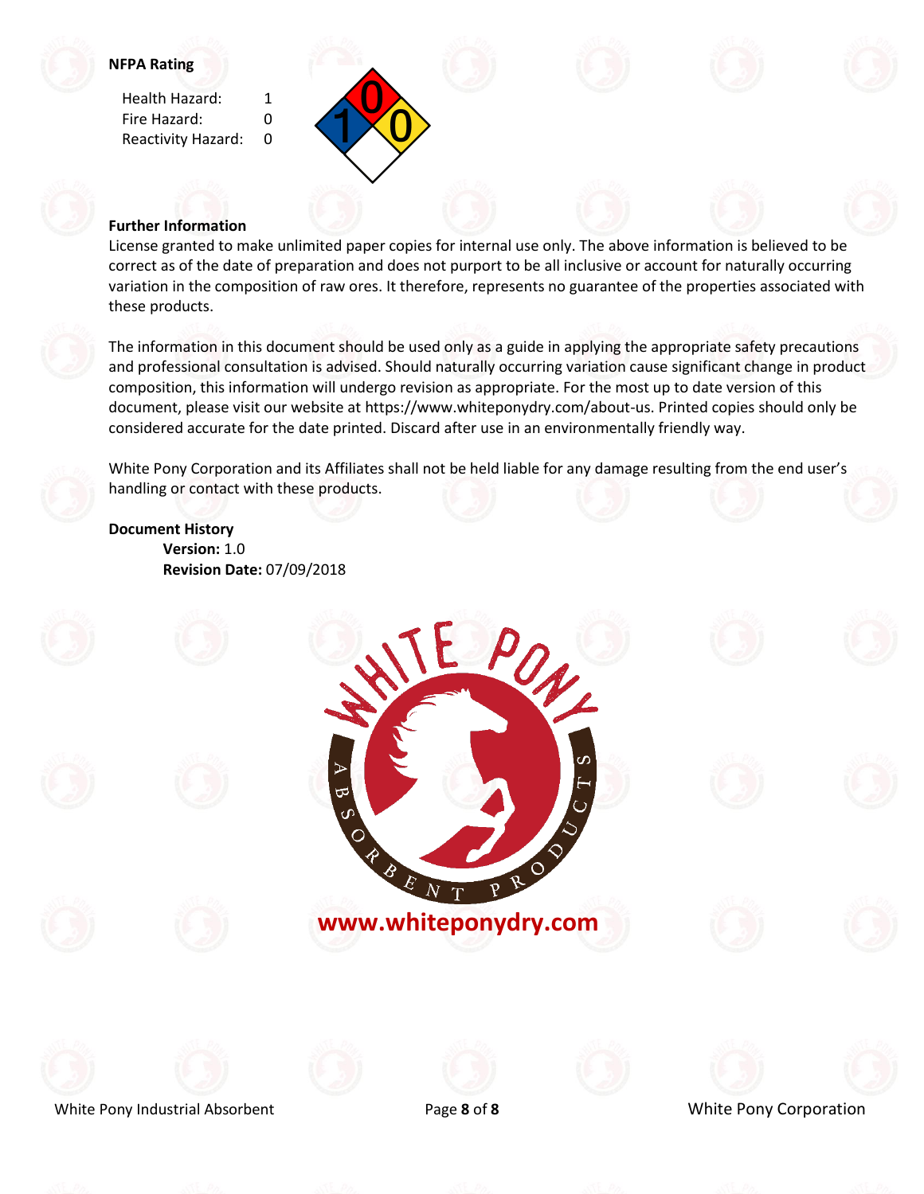**NFPA Rating**

| | |
|---|---|
| Health Hazard: | 1 |
| Fire Hazard: | 0 |
| Reactivity Hazard: | 0 |

**Further Information**

License granted to make unlimited paper copies for internal use only. The above information is believed to be correct as of the date of preparation and does not purport to be all inclusive or account for naturally occurring variation in the composition of raw ores. It therefore, represents no guarantee of the properties associated with these products.

The information in this document should be used only as a guide in applying the appropriate safety precautions and professional consultation is advised. Should naturally occurring variation cause significant change in product composition, this information will undergo revision as appropriate. For the most up to date version of this document, please visit our website at https://www.whiteponydry.com/about-us. Printed copies should only be considered accurate for the date printed. Discard after use in an environmentally friendly way.

White Pony Corporation and its Affiliates shall not be held liable for any damage resulting from the end user's handling or contact with these products.

**Document History**

**Version:** 1.0
**Revision Date:** 07/09/2018

WHITE PONY ABSORBENT PRODUCTS

**www.whiteponydry.com**